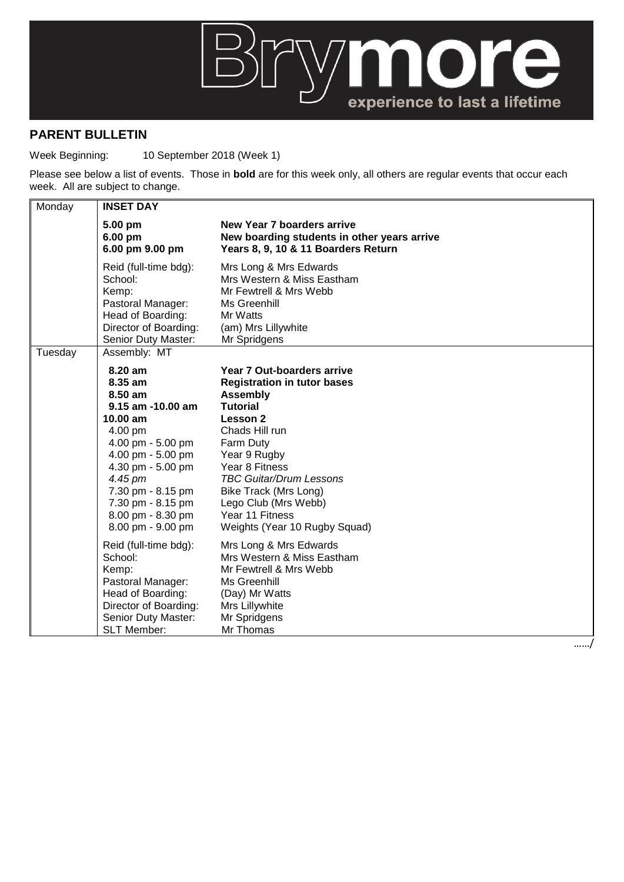# Brymore

experience to last a lifetime

## PARENT BULLETIN

Week Beginning: 10 September 2018 (Week 1)

Please see below a list of events. Those in **bold** are for this week only, all others are regular events that occur each week. All are subject to change.

| Day | Time / Role | Event / Staff |
|---|---|---|
| Monday | **INSET DAY** | |
| | **5.00 pm** | **New Year 7 boarders arrive** |
| | **6.00 pm** | **New boarding students in other years arrive** |
| | **6.00 pm 9.00 pm** | **Years 8, 9, 10 & 11 Boarders Return** |
| | Reid (full-time bdg): | Mrs Long & Mrs Edwards |
| | School: | Mrs Western & Miss Eastham |
| | Kemp: | Mr Fewtrell & Mrs Webb |
| | Pastoral Manager: | Ms Greenhill |
| | Head of Boarding: | Mr Watts |
| | Director of Boarding: | (am) Mrs Lillywhite |
| | Senior Duty Master: | Mr Spridgens |
| Tuesday | Assembly: MT | |
| | **8.20 am** | **Year 7 Out-boarders arrive** |
| | **8.35 am** | **Registration in tutor bases** |
| | **8.50 am** | **Assembly** |
| | **9.15 am -10.00 am** | **Tutorial** |
| | **10.00 am** | **Lesson 2** |
| | 4.00 pm | Chads Hill run |
| | 4.00 pm - 5.00 pm | Farm Duty |
| | 4.00 pm - 5.00 pm | Year 9 Rugby |
| | 4.30 pm - 5.00 pm | Year 8 Fitness |
| | *4.45 pm* | *TBC Guitar/Drum Lessons* |
| | 7.30 pm - 8.15 pm | Bike Track (Mrs Long) |
| | 7.30 pm - 8.15 pm | Lego Club (Mrs Webb) |
| | 8.00 pm - 8.30 pm | Year 11 Fitness |
| | 8.00 pm - 9.00 pm | Weights (Year 10 Rugby Squad) |
| | Reid (full-time bdg): | Mrs Long & Mrs Edwards |
| | School: | Mrs Western & Miss Eastham |
| | Kemp: | Mr Fewtrell & Mrs Webb |
| | Pastoral Manager: | Ms Greenhill |
| | Head of Boarding: | (Day) Mr Watts |
| | Director of Boarding: | Mrs Lillywhite |
| | Senior Duty Master: | Mr Spridgens |
| | SLT Member: | Mr Thomas |

……/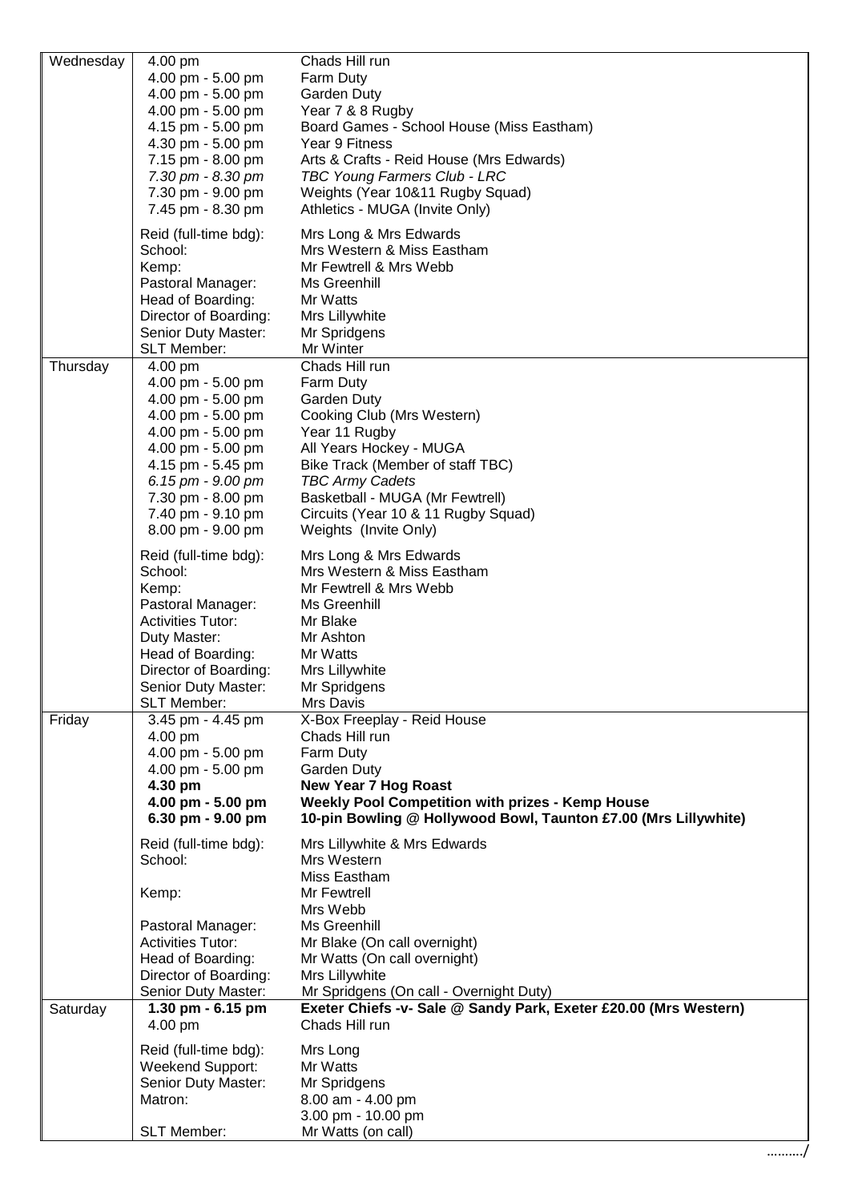| | | |
|---|---|---|
| Wednesday | 4.00 pm | Chads Hill run |
| | 4.00 pm - 5.00 pm | Farm Duty |
| | 4.00 pm - 5.00 pm | Garden Duty |
| | 4.00 pm - 5.00 pm | Year 7 & 8 Rugby |
| | 4.15 pm - 5.00 pm | Board Games - School House (Miss Eastham) |
| | 4.30 pm - 5.00 pm | Year 9 Fitness |
| | 7.15 pm - 8.00 pm | Arts & Crafts - Reid House (Mrs Edwards) |
| | *7.30 pm - 8.30 pm* | *TBC Young Farmers Club - LRC* |
| | 7.30 pm - 9.00 pm | Weights (Year 10&11 Rugby Squad) |
| | 7.45 pm - 8.30 pm | Athletics - MUGA (Invite Only) |
| | Reid (full-time bdg): | Mrs Long & Mrs Edwards |
| | School: | Mrs Western & Miss Eastham |
| | Kemp: | Mr Fewtrell & Mrs Webb |
| | Pastoral Manager: | Ms Greenhill |
| | Head of Boarding: | Mr Watts |
| | Director of Boarding: | Mrs Lillywhite |
| | Senior Duty Master: | Mr Spridgens |
| | SLT Member: | Mr Winter |
| Thursday | 4.00 pm | Chads Hill run |
| | 4.00 pm - 5.00 pm | Farm Duty |
| | 4.00 pm - 5.00 pm | Garden Duty |
| | 4.00 pm - 5.00 pm | Cooking Club (Mrs Western) |
| | 4.00 pm - 5.00 pm | Year 11 Rugby |
| | 4.00 pm - 5.00 pm | All Years Hockey - MUGA |
| | 4.15 pm - 5.45 pm | Bike Track (Member of staff TBC) |
| | *6.15 pm - 9.00 pm* | *TBC Army Cadets* |
| | 7.30 pm - 8.00 pm | Basketball - MUGA (Mr Fewtrell) |
| | 7.40 pm - 9.10 pm | Circuits (Year 10 & 11 Rugby Squad) |
| | 8.00 pm - 9.00 pm | Weights (Invite Only) |
| | Reid (full-time bdg): | Mrs Long & Mrs Edwards |
| | School: | Mrs Western & Miss Eastham |
| | Kemp: | Mr Fewtrell & Mrs Webb |
| | Pastoral Manager: | Ms Greenhill |
| | Activities Tutor: | Mr Blake |
| | Duty Master: | Mr Ashton |
| | Head of Boarding: | Mr Watts |
| | Director of Boarding: | Mrs Lillywhite |
| | Senior Duty Master: | Mr Spridgens |
| | SLT Member: | Mrs Davis |
| Friday | 3.45 pm - 4.45 pm | X-Box Freeplay - Reid House |
| | 4.00 pm | Chads Hill run |
| | 4.00 pm - 5.00 pm | Farm Duty |
| | 4.00 pm - 5.00 pm | Garden Duty |
| | **4.30 pm** | **New Year 7 Hog Roast** |
| | **4.00 pm - 5.00 pm** | **Weekly Pool Competition with prizes - Kemp House** |
| | **6.30 pm - 9.00 pm** | **10-pin Bowling @ Hollywood Bowl, Taunton £7.00 (Mrs Lillywhite)** |
| | Reid (full-time bdg): | Mrs Lillywhite & Mrs Edwards |
| | School: | Mrs Western<br>Miss Eastham |
| | Kemp: | Mr Fewtrell<br>Mrs Webb |
| | Pastoral Manager: | Ms Greenhill |
| | Activities Tutor: | Mr Blake (On call overnight) |
| | Head of Boarding: | Mr Watts (On call overnight) |
| | Director of Boarding: | Mrs Lillywhite |
| | Senior Duty Master: | Mr Spridgens (On call - Overnight Duty) |
| Saturday | **1.30 pm - 6.15 pm** | **Exeter Chiefs -v- Sale @ Sandy Park, Exeter £20.00 (Mrs Western)** |
| | 4.00 pm | Chads Hill run |
| | Reid (full-time bdg): | Mrs Long |
| | Weekend Support: | Mr Watts |
| | Senior Duty Master: | Mr Spridgens |
| | Matron: | 8.00 am - 4.00 pm<br>3.00 pm - 10.00 pm |
| | SLT Member: | Mr Watts (on call) |

………./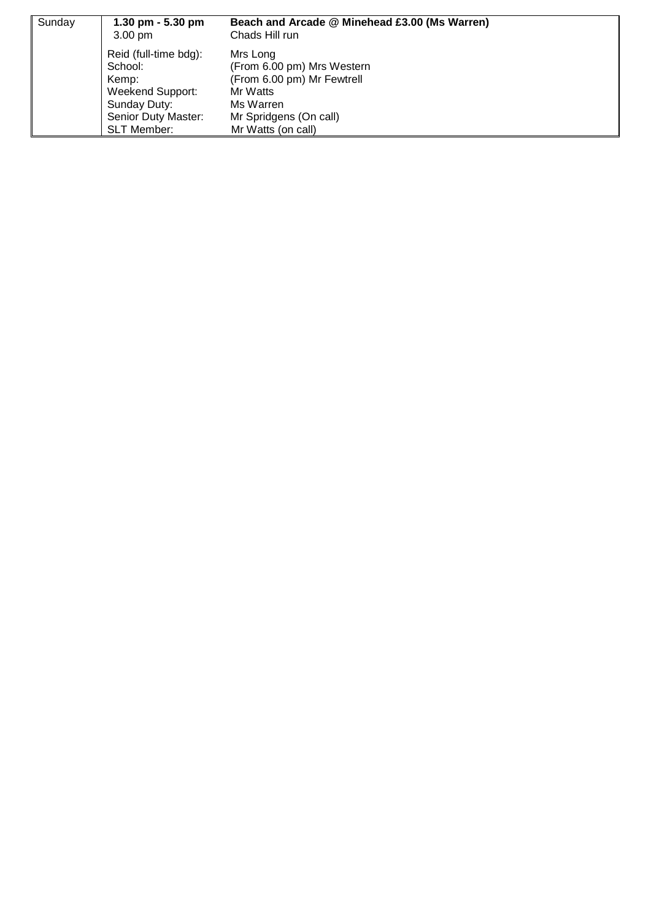| | | |
|---|---|---|
| Sunday | **1.30 pm - 5.30 pm**<br>3.00 pm | **Beach and Arcade @ Minehead £3.00 (Ms Warren)**<br>Chads Hill run |
| | Reid (full-time bdg):<br>School:<br>Kemp:<br>Weekend Support:<br>Sunday Duty:<br>Senior Duty Master:<br>SLT Member: | Mrs Long<br>(From 6.00 pm) Mrs Western<br>(From 6.00 pm) Mr Fewtrell<br>Mr Watts<br>Ms Warren<br>Mr Spridgens (On call)<br>Mr Watts (on call) |